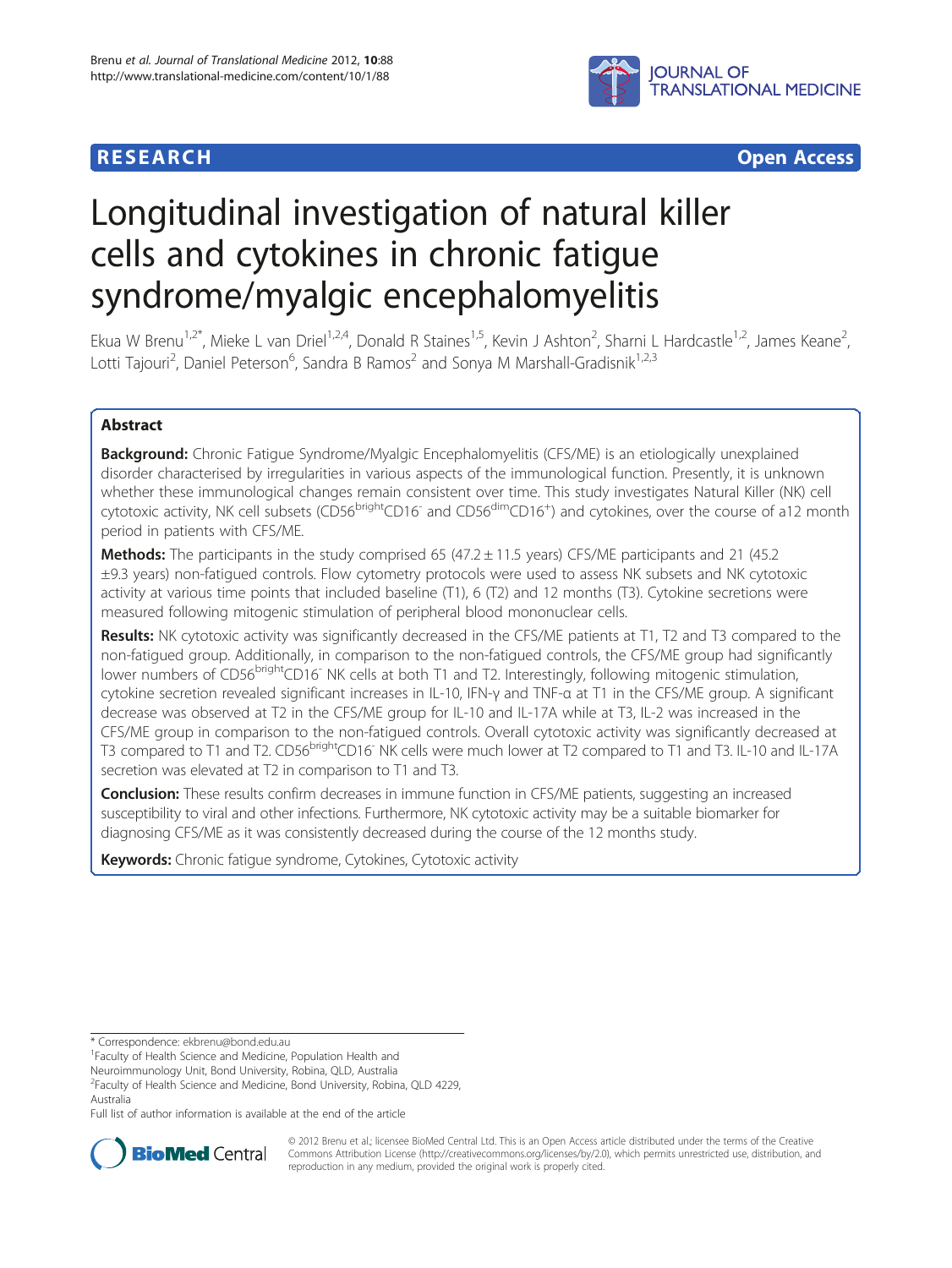**RESEARCH** **Open Access**

# Longitudinal investigation of natural killer cells and cytokines in chronic fatigue syndrome/myalgic encephalomyelitis

Ekua W Brenu[1,2*], Mieke L van Driel[1,2,4], Donald R Staines[1,5], Kevin J Ashton[2], Sharni L Hardcastle[1,2], James Keane[2], Lotti Tajouri[2], Daniel Peterson[6], Sandra B Ramos[2] and Sonya M Marshall-Gradisnik[1,2,3]

## Abstract

**Background:** Chronic Fatigue Syndrome/Myalgic Encephalomyelitis (CFS/ME) is an etiologically unexplained disorder characterised by irregularities in various aspects of the immunological function. Presently, it is unknown whether these immunological changes remain consistent over time. This study investigates Natural Killer (NK) cell cytotoxic activity, NK cell subsets ($CD56^{bright}CD16^{-}$ and $CD56^{dim}CD16^{+}$) and cytokines, over the course of a12 month period in patients with CFS/ME.

**Methods:** The participants in the study comprised 65 (47.2 ± 11.5 years) CFS/ME participants and 21 (45.2 ±9.3 years) non-fatigued controls. Flow cytometry protocols were used to assess NK subsets and NK cytotoxic activity at various time points that included baseline (T1), 6 (T2) and 12 months (T3). Cytokine secretions were measured following mitogenic stimulation of peripheral blood mononuclear cells.

**Results:** NK cytotoxic activity was significantly decreased in the CFS/ME patients at T1, T2 and T3 compared to the non-fatigued group. Additionally, in comparison to the non-fatigued controls, the CFS/ME group had significantly lower numbers of $CD56^{bright}CD16^{-}$ NK cells at both T1 and T2. Interestingly, following mitogenic stimulation, cytokine secretion revealed significant increases in IL-10, IFN-γ and TNF-α at T1 in the CFS/ME group. A significant decrease was observed at T2 in the CFS/ME group for IL-10 and IL-17A while at T3, IL-2 was increased in the CFS/ME group in comparison to the non-fatigued controls. Overall cytotoxic activity was significantly decreased at T3 compared to T1 and T2. $CD56^{bright}CD16^{-}$ NK cells were much lower at T2 compared to T1 and T3. IL-10 and IL-17A secretion was elevated at T2 in comparison to T1 and T3.

**Conclusion:** These results confirm decreases in immune function in CFS/ME patients, suggesting an increased susceptibility to viral and other infections. Furthermore, NK cytotoxic activity may be a suitable biomarker for diagnosing CFS/ME as it was consistently decreased during the course of the 12 months study.

**Keywords:** Chronic fatigue syndrome, Cytokines, Cytotoxic activity

---

* Correspondence: ekbrenu@bond.edu.au
[1]Faculty of Health Science and Medicine, Population Health and Neuroimmunology Unit, Bond University, Robina, QLD, Australia
[2]Faculty of Health Science and Medicine, Bond University, Robina, QLD 4229, Australia
Full list of author information is available at the end of the article

© 2012 Brenu et al.; licensee BioMed Central Ltd. This is an Open Access article distributed under the terms of the Creative Commons Attribution License (http://creativecommons.org/licenses/by/2.0), which permits unrestricted use, distribution, and reproduction in any medium, provided the original work is properly cited.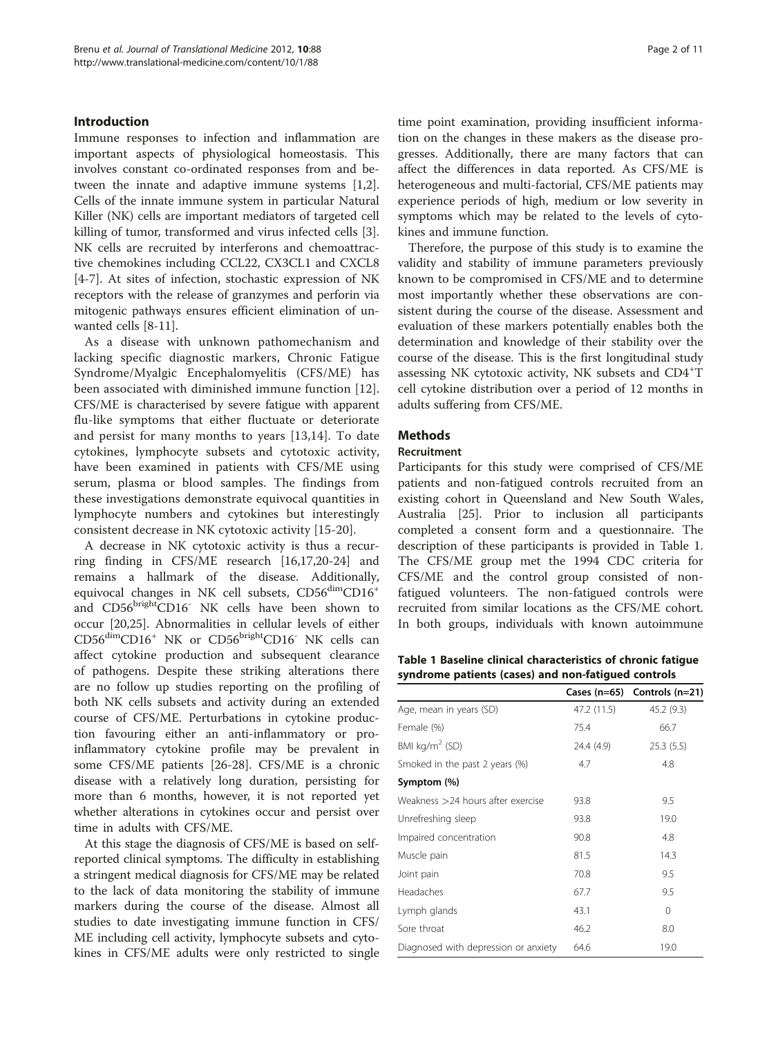## Introduction

Immune responses to infection and inflammation are important aspects of physiological homeostasis. This involves constant co-ordinated responses from and between the innate and adaptive immune systems [1,2]. Cells of the innate immune system in particular Natural Killer (NK) cells are important mediators of targeted cell killing of tumor, transformed and virus infected cells [3]. NK cells are recruited by interferons and chemoattractive chemokines including CCL22, CX3CL1 and CXCL8 [4-7]. At sites of infection, stochastic expression of NK receptors with the release of granzymes and perforin via mitogenic pathways ensures efficient elimination of unwanted cells [8-11].

As a disease with unknown pathomechanism and lacking specific diagnostic markers, Chronic Fatigue Syndrome/Myalgic Encephalomyelitis (CFS/ME) has been associated with diminished immune function [12]. CFS/ME is characterised by severe fatigue with apparent flu-like symptoms that either fluctuate or deteriorate and persist for many months to years [13,14]. To date cytokines, lymphocyte subsets and cytotoxic activity, have been examined in patients with CFS/ME using serum, plasma or blood samples. The findings from these investigations demonstrate equivocal quantities in lymphocyte numbers and cytokines but interestingly consistent decrease in NK cytotoxic activity [15-20].

A decrease in NK cytotoxic activity is thus a recurring finding in CFS/ME research [16,17,20-24] and remains a hallmark of the disease. Additionally, equivocal changes in NK cell subsets, $CD56^{dim}CD16^{+}$ and $CD56^{bright}CD16^{-}$ NK cells have been shown to occur [20,25]. Abnormalities in cellular levels of either $CD56^{dim}CD16^{+}$ NK or $CD56^{bright}CD16^{-}$ NK cells can affect cytokine production and subsequent clearance of pathogens. Despite these striking alterations there are no follow up studies reporting on the profiling of both NK cells subsets and activity during an extended course of CFS/ME. Perturbations in cytokine production favouring either an anti-inflammatory or pro-inflammatory cytokine profile may be prevalent in some CFS/ME patients [26-28]. CFS/ME is a chronic disease with a relatively long duration, persisting for more than 6 months, however, it is not reported yet whether alterations in cytokines occur and persist over time in adults with CFS/ME.

At this stage the diagnosis of CFS/ME is based on self-reported clinical symptoms. The difficulty in establishing a stringent medical diagnosis for CFS/ME may be related to the lack of data monitoring the stability of immune markers during the course of the disease. Almost all studies to date investigating immune function in CFS/ME including cell activity, lymphocyte subsets and cytokines in CFS/ME adults were only restricted to single time point examination, providing insufficient information on the changes in these makers as the disease progresses. Additionally, there are many factors that can affect the differences in data reported. As CFS/ME is heterogeneous and multi-factorial, CFS/ME patients may experience periods of high, medium or low severity in symptoms which may be related to the levels of cytokines and immune function.

Therefore, the purpose of this study is to examine the validity and stability of immune parameters previously known to be compromised in CFS/ME and to determine most importantly whether these observations are consistent during the course of the disease. Assessment and evaluation of these markers potentially enables both the determination and knowledge of their stability over the course of the disease. This is the first longitudinal study assessing NK cytotoxic activity, NK subsets and $CD4^{+}$T cell cytokine distribution over a period of 12 months in adults suffering from CFS/ME.

## Methods

### Recruitment

Participants for this study were comprised of CFS/ME patients and non-fatigued controls recruited from an existing cohort in Queensland and New South Wales, Australia [25]. Prior to inclusion all participants completed a consent form and a questionnaire. The description of these participants is provided in Table 1. The CFS/ME group met the 1994 CDC criteria for CFS/ME and the control group consisted of non-fatigued volunteers. The non-fatigued controls were recruited from similar locations as the CFS/ME cohort. In both groups, individuals with known autoimmune

**Table 1 Baseline clinical characteristics of chronic fatigue syndrome patients (cases) and non-fatigued controls**

| | Cases (n=65) | Controls (n=21) |
|---|---|---|
| Age, mean in years (SD) | 47.2 (11.5) | 45.2 (9.3) |
| Female (%) | 75.4 | 66.7 |
| BMI $kg/m^2$ (SD) | 24.4 (4.9) | 25.3 (5.5) |
| Smoked in the past 2 years (%) | 4.7 | 4.8 |
| **Symptom (%)** | | |
| Weakness >24 hours after exercise | 93.8 | 9.5 |
| Unrefreshing sleep | 93.8 | 19.0 |
| Impaired concentration | 90.8 | 4.8 |
| Muscle pain | 81.5 | 14.3 |
| Joint pain | 70.8 | 9.5 |
| Headaches | 67.7 | 9.5 |
| Lymph glands | 43.1 | 0 |
| Sore throat | 46.2 | 8.0 |
| Diagnosed with depression or anxiety | 64.6 | 19.0 |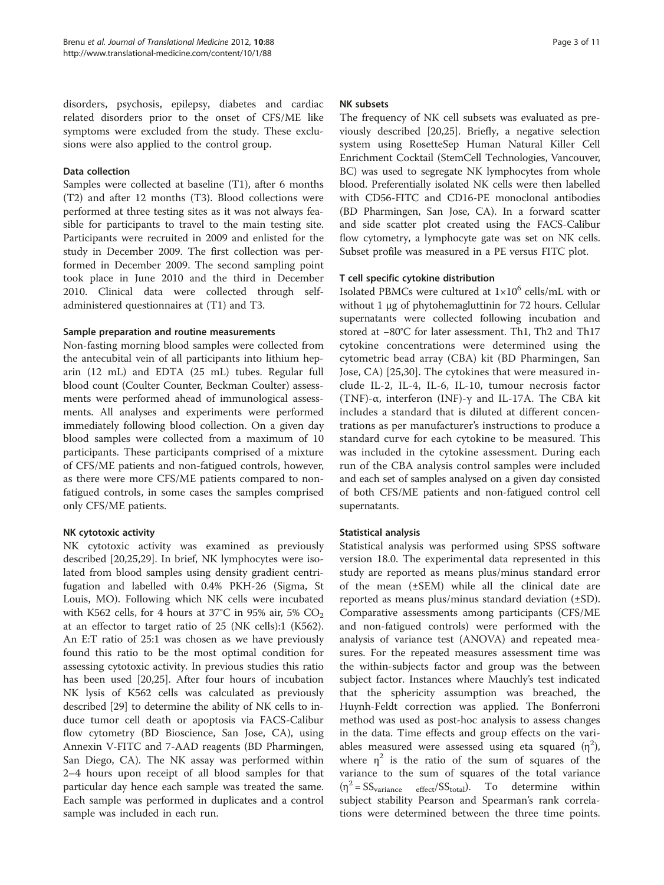disorders, psychosis, epilepsy, diabetes and cardiac related disorders prior to the onset of CFS/ME like symptoms were excluded from the study. These exclusions were also applied to the control group.

### Data collection

Samples were collected at baseline (T1), after 6 months (T2) and after 12 months (T3). Blood collections were performed at three testing sites as it was not always feasible for participants to travel to the main testing site. Participants were recruited in 2009 and enlisted for the study in December 2009. The first collection was performed in December 2009. The second sampling point took place in June 2010 and the third in December 2010. Clinical data were collected through self-administered questionnaires at (T1) and T3.

### Sample preparation and routine measurements

Non-fasting morning blood samples were collected from the antecubital vein of all participants into lithium heparin (12 mL) and EDTA (25 mL) tubes. Regular full blood count (Coulter Counter, Beckman Coulter) assessments were performed ahead of immunological assessments. All analyses and experiments were performed immediately following blood collection. On a given day blood samples were collected from a maximum of 10 participants. These participants comprised of a mixture of CFS/ME patients and non-fatigued controls, however, as there were more CFS/ME patients compared to non-fatigued controls, in some cases the samples comprised only CFS/ME patients.

### NK cytotoxic activity

NK cytotoxic activity was examined as previously described [20,25,29]. In brief, NK lymphocytes were isolated from blood samples using density gradient centrifugation and labelled with 0.4% PKH-26 (Sigma, St Louis, MO). Following which NK cells were incubated with K562 cells, for 4 hours at 37°C in 95% air, 5% $CO_2$ at an effector to target ratio of 25 (NK cells):1 (K562). An E:T ratio of 25:1 was chosen as we have previously found this ratio to be the most optimal condition for assessing cytotoxic activity. In previous studies this ratio has been used [20,25]. After four hours of incubation NK lysis of K562 cells was calculated as previously described [29] to determine the ability of NK cells to induce tumor cell death or apoptosis via FACS-Calibur flow cytometry (BD Bioscience, San Jose, CA), using Annexin V-FITC and 7-AAD reagents (BD Pharmingen, San Diego, CA). The NK assay was performed within 2–4 hours upon receipt of all blood samples for that particular day hence each sample was treated the same. Each sample was performed in duplicates and a control sample was included in each run.

### NK subsets

The frequency of NK cell subsets was evaluated as previously described [20,25]. Briefly, a negative selection system using RosetteSep Human Natural Killer Cell Enrichment Cocktail (StemCell Technologies, Vancouver, BC) was used to segregate NK lymphocytes from whole blood. Preferentially isolated NK cells were then labelled with CD56-FITC and CD16-PE monoclonal antibodies (BD Pharmingen, San Jose, CA). In a forward scatter and side scatter plot created using the FACS-Calibur flow cytometry, a lymphocyte gate was set on NK cells. Subset profile was measured in a PE versus FITC plot.

### T cell specific cytokine distribution

Isolated PBMCs were cultured at $1{\times}10^6$ cells/mL with or without 1 μg of phytohemagluttinin for 72 hours. Cellular supernatants were collected following incubation and stored at −80°C for later assessment. Th1, Th2 and Th17 cytokine concentrations were determined using the cytometric bead array (CBA) kit (BD Pharmingen, San Jose, CA) [25,30]. The cytokines that were measured include IL-2, IL-4, IL-6, IL-10, tumour necrosis factor (TNF)-α, interferon (INF)-γ and IL-17A. The CBA kit includes a standard that is diluted at different concentrations as per manufacturer's instructions to produce a standard curve for each cytokine to be measured. This was included in the cytokine assessment. During each run of the CBA analysis control samples were included and each set of samples analysed on a given day consisted of both CFS/ME patients and non-fatigued control cell supernatants.

### Statistical analysis

Statistical analysis was performed using SPSS software version 18.0. The experimental data represented in this study are reported as means plus/minus standard error of the mean (±SEM) while all the clinical date are reported as means plus/minus standard deviation (±SD). Comparative assessments among participants (CFS/ME and non-fatigued controls) were performed with the analysis of variance test (ANOVA) and repeated measures. For the repeated measures assessment time was the within-subjects factor and group was the between subject factor. Instances where Mauchly's test indicated that the sphericity assumption was breached, the Huynh-Feldt correction was applied. The Bonferroni method was used as post-hoc analysis to assess changes in the data. Time effects and group effects on the variables measured were assessed using eta squared ($\eta^2$), where $\eta^2$ is the ratio of the sum of squares of the variance to the sum of squares of the total variance ($\eta^2 = SS_{variance\ \ effect}/SS_{total}$). To determine within subject stability Pearson and Spearman's rank correlations were determined between the three time points.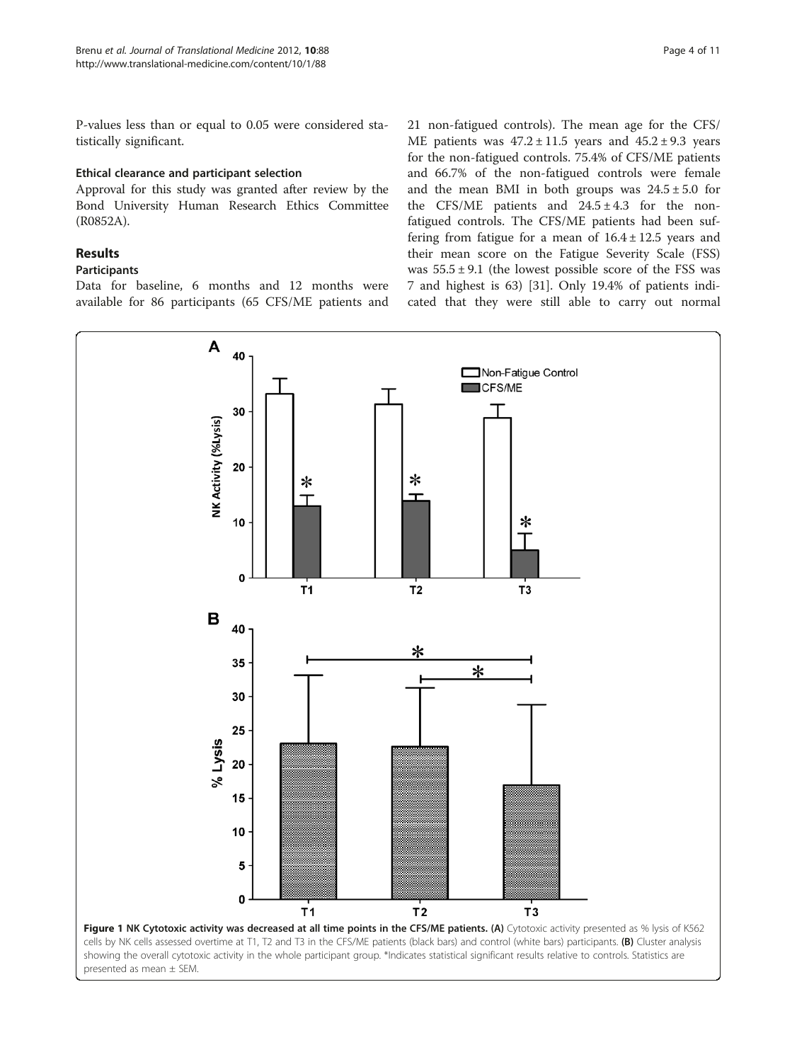P-values less than or equal to 0.05 were considered statistically significant.

### Ethical clearance and participant selection

Approval for this study was granted after review by the Bond University Human Research Ethics Committee (R0852A).

## Results

### Participants

Data for baseline, 6 months and 12 months were available for 86 participants (65 CFS/ME patients and 21 non-fatigued controls). The mean age for the CFS/ME patients was $47.2 \pm 11.5$ years and $45.2 \pm 9.3$ years for the non-fatigued controls. 75.4% of CFS/ME patients and 66.7% of the non-fatigued controls were female and the mean BMI in both groups was $24.5 \pm 5.0$ for the CFS/ME patients and $24.5 \pm 4.3$ for the non-fatigued controls. The CFS/ME patients had been suffering from fatigue for a mean of $16.4 \pm 12.5$ years and their mean score on the Fatigue Severity Scale (FSS) was $55.5 \pm 9.1$ (the lowest possible score of the FSS was 7 and highest is 63) [31]. Only 19.4% of patients indicated that they were still able to carry out normal

**Figure 1 NK Cytotoxic activity was decreased at all time points in the CFS/ME patients. (A)** Cytotoxic activity presented as % lysis of K562 cells by NK cells assessed overtime at T1, T2 and T3 in the CFS/ME patients (black bars) and control (white bars) participants. **(B)** Cluster analysis showing the overall cytotoxic activity in the whole participant group. *Indicates statistical significant results relative to controls. Statistics are presented as mean ± SEM.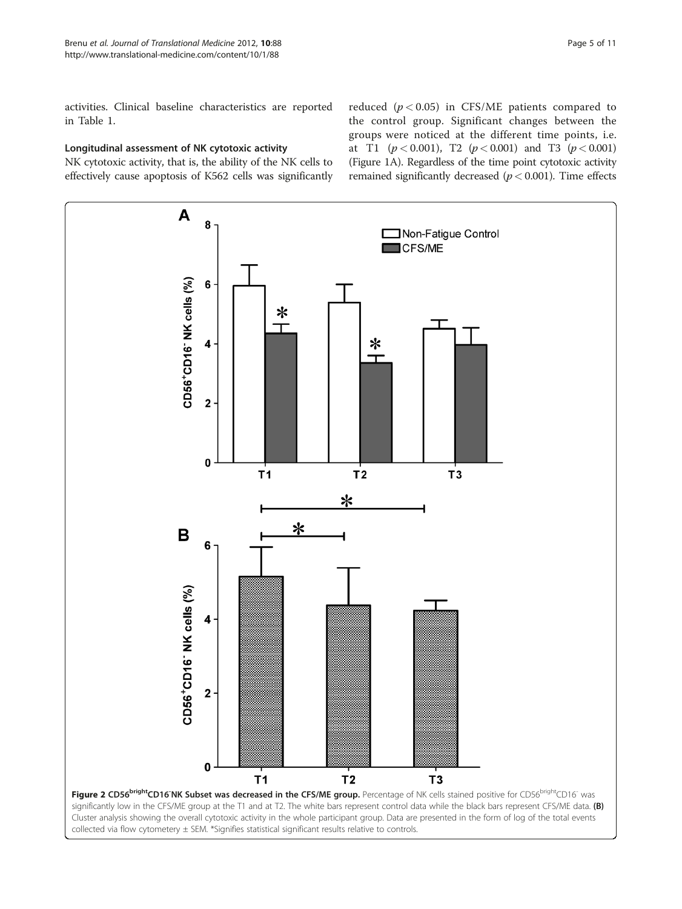activities. Clinical baseline characteristics are reported in Table 1.

### Longitudinal assessment of NK cytotoxic activity

NK cytotoxic activity, that is, the ability of the NK cells to effectively cause apoptosis of K562 cells was significantly reduced ($p < 0.05$) in CFS/ME patients compared to the control group. Significant changes between the groups were noticed at the different time points, i.e. at T1 ($p < 0.001$), T2 ($p < 0.001$) and T3 ($p < 0.001$) (Figure 1A). Regardless of the time point cytotoxic activity remained significantly decreased ($p < 0.001$). Time effects

**Figure 2 CD56$^{bright}$CD16$^{-}$NK Subset was decreased in the CFS/ME group.** Percentage of NK cells stained positive for CD56$^{bright}$CD16$^{-}$ was significantly low in the CFS/ME group at the T1 and at T2. The white bars represent control data while the black bars represent CFS/ME data. **(B)** Cluster analysis showing the overall cytotoxic activity in the whole participant group. Data are presented in the form of log of the total events collected via flow cytometery ± SEM. *Signifies statistical significant results relative to controls.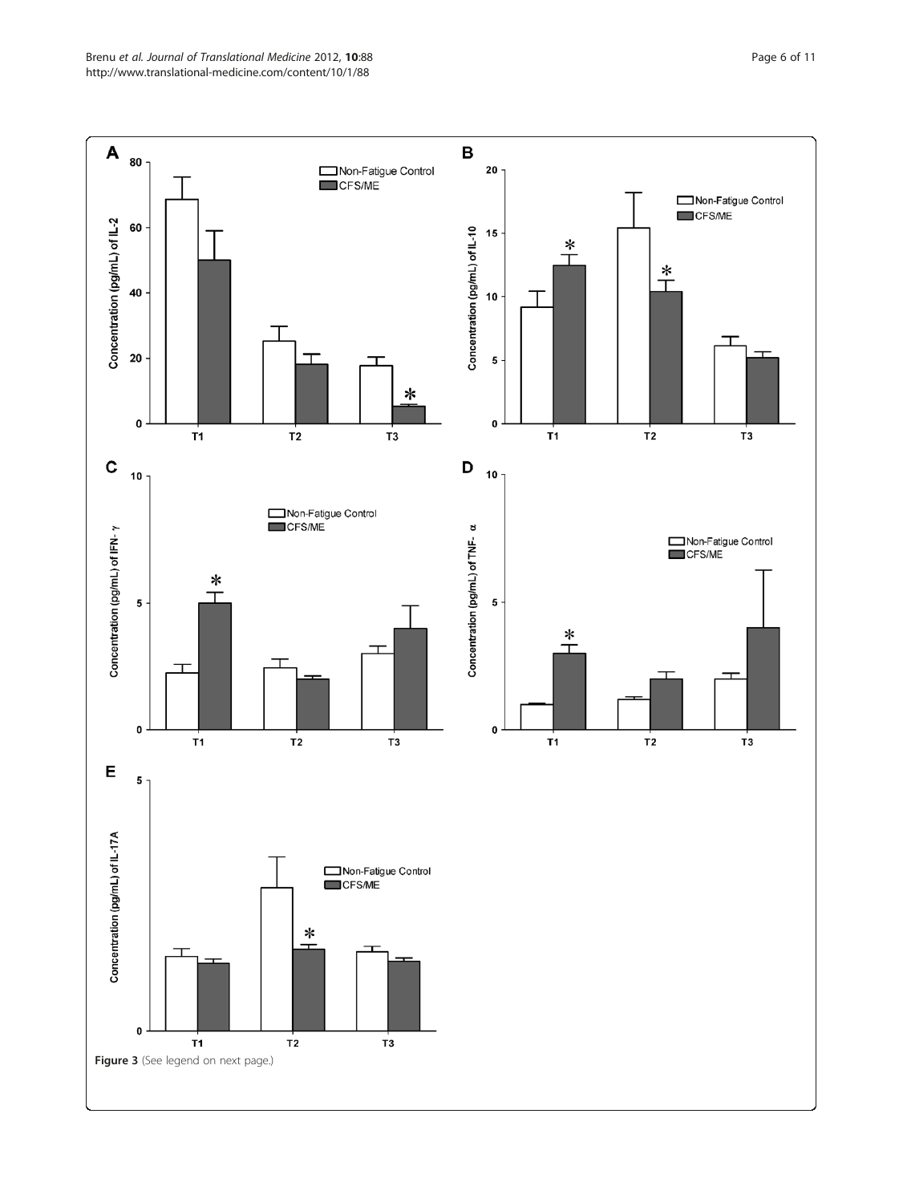Figure 3 (See legend on next page.)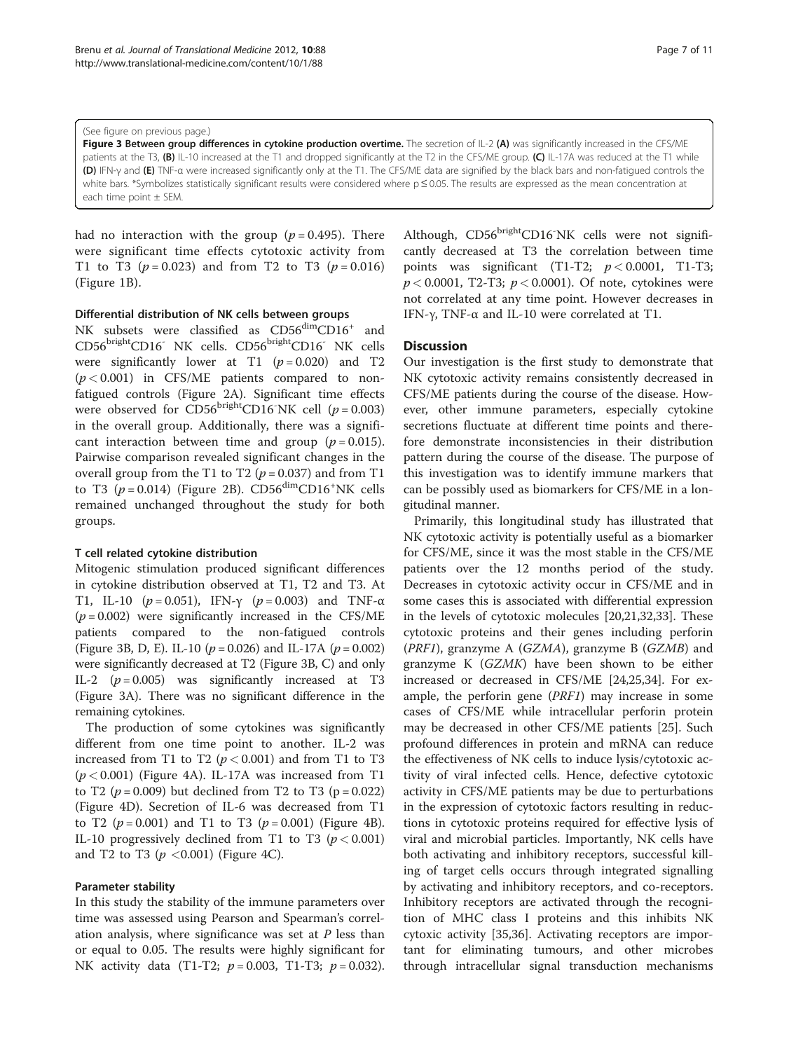(See figure on previous page.)

**Figure 3 Between group differences in cytokine production overtime.** The secretion of IL-2 **(A)** was significantly increased in the CFS/ME patients at the T3, **(B)** IL-10 increased at the T1 and dropped significantly at the T2 in the CFS/ME group. **(C)** IL-17A was reduced at the T1 while **(D)** IFN-γ and **(E)** TNF-α were increased significantly only at the T1. The CFS/ME data are signified by the black bars and non-fatigued controls the white bars. *Symbolizes statistically significant results were considered where p ≤ 0.05. The results are expressed as the mean concentration at each time point ± SEM.

had no interaction with the group ($p = 0.495$). There were significant time effects cytotoxic activity from T1 to T3 ($p = 0.023$) and from T2 to T3 ($p = 0.016$) (Figure 1B).

### Differential distribution of NK cells between groups

NK subsets were classified as $CD56^{dim}CD16^{+}$ and $CD56^{bright}CD16^{-}$ NK cells. $CD56^{bright}CD16^{-}$ NK cells were significantly lower at T1 ($p = 0.020$) and T2 ($p < 0.001$) in CFS/ME patients compared to non-fatigued controls (Figure 2A). Significant time effects were observed for $CD56^{bright}CD16^{-}$NK cell ($p = 0.003$) in the overall group. Additionally, there was a significant interaction between time and group ($p = 0.015$). Pairwise comparison revealed significant changes in the overall group from the T1 to T2 ($p = 0.037$) and from T1 to T3 ($p = 0.014$) (Figure 2B). $CD56^{dim}CD16^{+}$NK cells remained unchanged throughout the study for both groups.

### T cell related cytokine distribution

Mitogenic stimulation produced significant differences in cytokine distribution observed at T1, T2 and T3. At T1, IL-10 ($p = 0.051$), IFN-γ ($p = 0.003$) and TNF-α ($p = 0.002$) were significantly increased in the CFS/ME patients compared to the non-fatigued controls (Figure 3B, D, E). IL-10 ($p = 0.026$) and IL-17A ($p = 0.002$) were significantly decreased at T2 (Figure 3B, C) and only IL-2 ($p = 0.005$) was significantly increased at T3 (Figure 3A). There was no significant difference in the remaining cytokines.

The production of some cytokines was significantly different from one time point to another. IL-2 was increased from T1 to T2 ($p < 0.001$) and from T1 to T3 ($p < 0.001$) (Figure 4A). IL-17A was increased from T1 to T2 ($p = 0.009$) but declined from T2 to T3 ($p = 0.022$) (Figure 4D). Secretion of IL-6 was decreased from T1 to T2 ($p = 0.001$) and T1 to T3 ($p = 0.001$) (Figure 4B). IL-10 progressively declined from T1 to T3 ($p < 0.001$) and T2 to T3 ($p < 0.001$) (Figure 4C).

### Parameter stability

In this study the stability of the immune parameters over time was assessed using Pearson and Spearman's correlation analysis, where significance was set at $P$ less than or equal to 0.05. The results were highly significant for NK activity data (T1-T2; $p = 0.003$, T1-T3; $p = 0.032$). Although, $CD56^{bright}CD16^{-}$NK cells were not significantly decreased at T3 the correlation between time points was significant (T1-T2; $p < 0.0001$, T1-T3; $p < 0.0001$, T2-T3; $p < 0.0001$). Of note, cytokines were not correlated at any time point. However decreases in IFN-γ, TNF-α and IL-10 were correlated at T1.

## Discussion

Our investigation is the first study to demonstrate that NK cytotoxic activity remains consistently decreased in CFS/ME patients during the course of the disease. However, other immune parameters, especially cytokine secretions fluctuate at different time points and therefore demonstrate inconsistencies in their distribution pattern during the course of the disease. The purpose of this investigation was to identify immune markers that can be possibly used as biomarkers for CFS/ME in a longitudinal manner.

Primarily, this longitudinal study has illustrated that NK cytotoxic activity is potentially useful as a biomarker for CFS/ME, since it was the most stable in the CFS/ME patients over the 12 months period of the study. Decreases in cytotoxic activity occur in CFS/ME and in some cases this is associated with differential expression in the levels of cytotoxic molecules [20,21,32,33]. These cytotoxic proteins and their genes including perforin (*PRF1*), granzyme A (*GZMA*), granzyme B (*GZMB*) and granzyme K (*GZMK*) have been shown to be either increased or decreased in CFS/ME [24,25,34]. For example, the perforin gene (*PRF1*) may increase in some cases of CFS/ME while intracellular perforin protein may be decreased in other CFS/ME patients [25]. Such profound differences in protein and mRNA can reduce the effectiveness of NK cells to induce lysis/cytotoxic activity of viral infected cells. Hence, defective cytotoxic activity in CFS/ME patients may be due to perturbations in the expression of cytotoxic factors resulting in reductions in cytotoxic proteins required for effective lysis of viral and microbial particles. Importantly, NK cells have both activating and inhibitory receptors, successful killing of target cells occurs through integrated signalling by activating and inhibitory receptors, and co-receptors. Inhibitory receptors are activated through the recognition of MHC class I proteins and this inhibits NK cytoxic activity [35,36]. Activating receptors are important for eliminating tumours, and other microbes through intracellular signal transduction mechanisms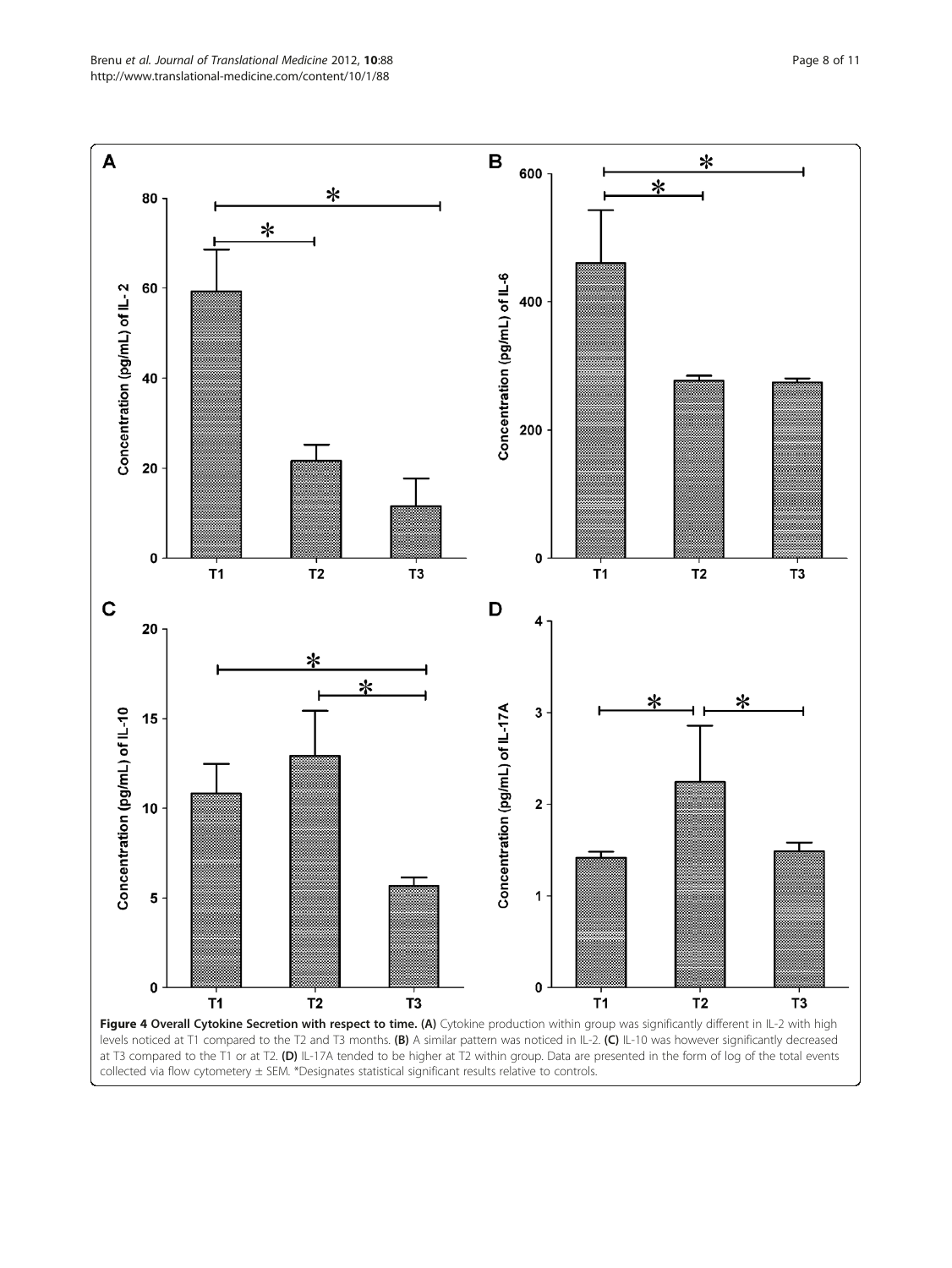**Figure 4 Overall Cytokine Secretion with respect to time. (A)** Cytokine production within group was significantly different in IL-2 with high levels noticed at T1 compared to the T2 and T3 months. **(B)** A similar pattern was noticed in IL-2. **(C)** IL-10 was however significantly decreased at T3 compared to the T1 or at T2. **(D)** IL-17A tended to be higher at T2 within group. Data are presented in the form of log of the total events collected via flow cytometery ± SEM. *Designates statistical significant results relative to controls.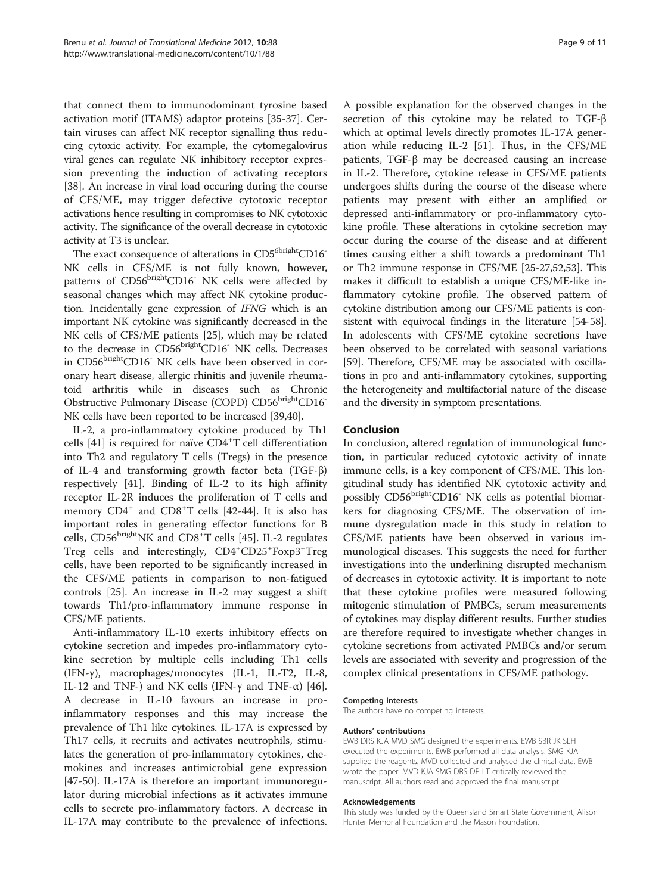that connect them to immunodominant tyrosine based activation motif (ITAMS) adaptor proteins [35-37]. Certain viruses can affect NK receptor signalling thus reducing cytoxic activity. For example, the cytomegalovirus viral genes can regulate NK inhibitory receptor expression preventing the induction of activating receptors [38]. An increase in viral load occuring during the course of CFS/ME, may trigger defective cytotoxic receptor activations hence resulting in compromises to NK cytotoxic activity. The significance of the overall decrease in cytotoxic activity at T3 is unclear.

The exact consequence of alterations in CD5$^{6bright}$CD16$^{-}$ NK cells in CFS/ME is not fully known, however, patterns of CD56$^{bright}$CD16$^{-}$ NK cells were affected by seasonal changes which may affect NK cytokine production. Incidentally gene expression of *IFNG* which is an important NK cytokine was significantly decreased in the NK cells of CFS/ME patients [25], which may be related to the decrease in CD56$^{bright}$CD16$^{-}$ NK cells. Decreases in CD56$^{bright}$CD16$^{-}$ NK cells have been observed in coronary heart disease, allergic rhinitis and juvenile rheumatoid arthritis while in diseases such as Chronic Obstructive Pulmonary Disease (COPD) CD56$^{bright}$CD16$^{-}$ NK cells have been reported to be increased [39,40].

IL-2, a pro-inflammatory cytokine produced by Th1 cells [41] is required for naïve CD4$^{+}$T cell differentiation into Th2 and regulatory T cells (Tregs) in the presence of IL-4 and transforming growth factor beta (TGF-β) respectively [41]. Binding of IL-2 to its high affinity receptor IL-2R induces the proliferation of T cells and memory CD4$^{+}$ and CD8$^{+}$T cells [42-44]. It is also has important roles in generating effector functions for B cells, CD56$^{bright}$NK and CD8$^{+}$T cells [45]. IL-2 regulates Treg cells and interestingly, CD4$^{+}$CD25$^{+}$Foxp3$^{+}$Treg cells, have been reported to be significantly increased in the CFS/ME patients in comparison to non-fatigued controls [25]. An increase in IL-2 may suggest a shift towards Th1/pro-inflammatory immune response in CFS/ME patients.

Anti-inflammatory IL-10 exerts inhibitory effects on cytokine secretion and impedes pro-inflammatory cytokine secretion by multiple cells including Th1 cells (IFN-γ), macrophages/monocytes (IL-1, IL-T2, IL-8, IL-12 and TNF-) and NK cells (IFN-γ and TNF-α) [46]. A decrease in IL-10 favours an increase in pro-inflammatory responses and this may increase the prevalence of Th1 like cytokines. IL-17A is expressed by Th17 cells, it recruits and activates neutrophils, stimulates the generation of pro-inflammatory cytokines, chemokines and increases antimicrobial gene expression [47-50]. IL-17A is therefore an important immunoregulator during microbial infections as it activates immune cells to secrete pro-inflammatory factors. A decrease in IL-17A may contribute to the prevalence of infections. A possible explanation for the observed changes in the secretion of this cytokine may be related to TGF-β which at optimal levels directly promotes IL-17A generation while reducing IL-2 [51]. Thus, in the CFS/ME patients, TGF-β may be decreased causing an increase in IL-2. Therefore, cytokine release in CFS/ME patients undergoes shifts during the course of the disease where patients may present with either an amplified or depressed anti-inflammatory or pro-inflammatory cytokine profile. These alterations in cytokine secretion may occur during the course of the disease and at different times causing either a shift towards a predominant Th1 or Th2 immune response in CFS/ME [25-27,52,53]. This makes it difficult to establish a unique CFS/ME-like inflammatory cytokine profile. The observed pattern of cytokine distribution among our CFS/ME patients is consistent with equivocal findings in the literature [54-58]. In adolescents with CFS/ME cytokine secretions have been observed to be correlated with seasonal variations [59]. Therefore, CFS/ME may be associated with oscillations in pro and anti-inflammatory cytokines, supporting the heterogeneity and multifactorial nature of the disease and the diversity in symptom presentations.

## Conclusion

In conclusion, altered regulation of immunological function, in particular reduced cytotoxic activity of innate immune cells, is a key component of CFS/ME. This longitudinal study has identified NK cytotoxic activity and possibly CD56$^{bright}$CD16$^{-}$ NK cells as potential biomarkers for diagnosing CFS/ME. The observation of immune dysregulation made in this study in relation to CFS/ME patients have been observed in various immunological diseases. This suggests the need for further investigations into the underlining disrupted mechanism of decreases in cytotoxic activity. It is important to note that these cytokine profiles were measured following mitogenic stimulation of PMBCs, serum measurements of cytokines may display different results. Further studies are therefore required to investigate whether changes in cytokine secretions from activated PMBCs and/or serum levels are associated with severity and progression of the complex clinical presentations in CFS/ME pathology.

#### Competing interests

The authors have no competing interests.

#### Authors' contributions

EWB DRS KJA MVD SMG designed the experiments. EWB SBR JK SLH executed the experiments. EWB performed all data analysis. SMG KJA supplied the reagents. MVD collected and analysed the clinical data. EWB wrote the paper. MVD KJA SMG DRS DP LT critically reviewed the manuscript. All authors read and approved the final manuscript.

#### Acknowledgements

This study was funded by the Queensland Smart State Government, Alison Hunter Memorial Foundation and the Mason Foundation.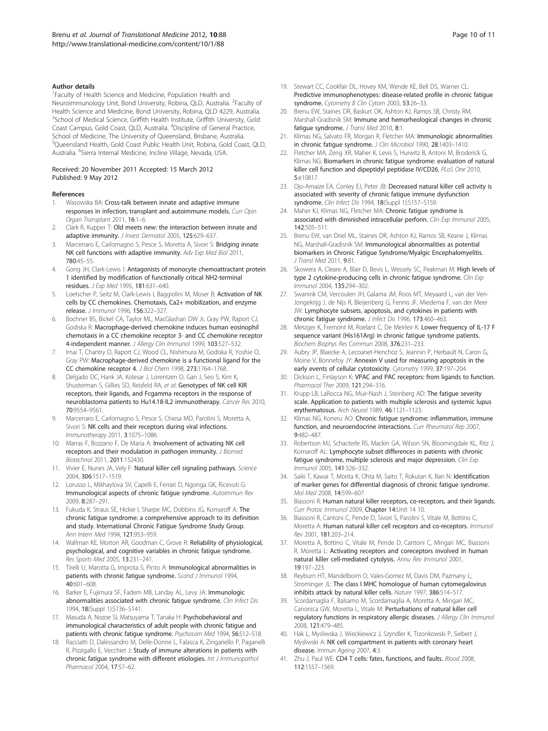#### Author details

[1]Faculty of Health Science and Medicine, Population Health and Neuroimmunology Unit, Bond University, Robina, QLD, Australia. [2]Faculty of Health Science and Medicine, Bond University, Robina, QLD 4229, Australia. [3]School of Medical Science, Griffith Health Institute, Griffith University, Gold Coast Campus, Gold Coast, QLD, Australia. [4]Discipline of General Practice, School of Medicine, The University of Queensland, Brisbane, Australia. [5]Queensland Health, Gold Coast Public Health Unit, Robina, Gold Coast, QLD, Australia. [6]Sierra Internal Medicine, Incline Village, Nevada, USA.

Received: 20 November 2011 Accepted: 15 March 2012
Published: 9 May 2012

#### References

1. Wasowska BA: **Cross-talk between innate and adaptive immune responses in infection, transplant and autoimmune models.** *Curr Opin Organ Transplant* 2011, **16**:1–6.
2. Clark R, Kupper T: **Old meets new: the interaction between innate and adaptive immunity.** *J Invest Dermatol* 2005, **125**:629–637.
3. Marcenaro E, Carlomagno S, Pesce S, Moretta A, Sivori S: **Bridging innate NK cell functions with adaptive immunity.** *Adv Exp Med Biol* 2011, **780**:45–55.
4. Gong JH, Clark-Lewis I: **Antagonists of monocyte chemoattractant protein 1 identified by modification of functionally critical NH2-terminal residues.** *J Exp Med* 1995, **181**:631–640.
5. Loetscher P, Seitz M, Clark-Lewis I, Baggiolini M, Moser B: **Activation of NK cells by CC chemokines. Chemotaxis, Ca2+ mobilization, and enzyme release.** *J Immunol* 1996, **156**:322–327.
6. Bochner BS, Bickel CA, Taylor ML, MacGlashan DW Jr, Gray PW, Raport CJ, Godiska R: **Macrophage-derived chemokine induces human eosinophil chemotaxis in a CC chemokine receptor 3- and CC chemokine receptor 4-independent manner.** *J Allergy Clin Immunol* 1999, **103**:527–532.
7. Imai T, Chantry D, Raport CJ, Wood CL, Nishimura M, Godiska R, Yoshie O, Gray PW: **Macrophage-derived chemokine is a functional ligand for the CC chemokine receptor 4.** *J Biol Chem* 1998, **273**:1764–1768.
8. Delgado DC, Hank JA, Kolesar J, Lorentzen D, Gan J, Seo S, Kim K, Shusterman S, Gillies SD, Reisfeld RA, *et al*: **Genotypes of NK cell KIR receptors, their ligands, and Fcgamma receptors in the response of neuroblastoma patients to Hu14.18-IL2 immunotherapy.** *Cancer Res* 2010, **70**:9554–9561.
9. Marcenaro E, Carlomagno S, Pesce S, Chiesa MD, Parolini S, Moretta A, Sivori S: **NK cells and their receptors during viral infections.** *Immunotherapy* 2011, **3**:1075–1086.
10. Marras F, Bozzano F, De Maria A: **Involvement of activating NK cell receptors and their modulation in pathogen immunity.** *J Biomed Biotechnol* 2011, **2011**:152430.
11. Vivier E, Nunes JA, Vely F: **Natural killer cell signaling pathways.** *Science* 2004, **306**:1517–1519.
12. Lorusso L, Mikhaylova SV, Capelli E, Ferrari D, Ngonga GK, Ricevuti G: **Immunological aspects of chronic fatigue syndrome.** *Autoimmun Rev* 2009, **8**:287–291.
13. Fukuda K, Straus SE, Hickie I, Sharpe MC, Dobbins JG, Komaroff A: **The chronic fatigue syndrome: a comprehensive approach to its definition and study. International Chronic Fatigue Syndrome Study Group.** *Ann Intern Med* 1994, **121**:953–959.
14. Wallman KE, Morton AR, Goodman C, Grove R: **Reliability of physiological, psychological, and cognitive variables in chronic fatigue syndrome.** *Res Sports Med* 2005, **13**:231–241.
15. Tirelli U, Marotta G, Improta S, Pinto A: **Immunological abnormalities in patients with chronic fatigue syndrome.** *Scand J Immunol* 1994, **40**:601–608.
16. Barker E, Fujimura SF, Fadem MB, Landay AL, Levy JA: **Immunologic abnormalities associated with chronic fatigue syndrome.** *Clin Infect Dis* 1994, **18**(Suppl 1):S136–S141.
17. Masuda A, Nozoe SI, Matsuyama T, Tanaka H: **Psychobehavioral and immunological characteristics of adult people with chronic fatigue and patients with chronic fatigue syndrome.** *Psychosom Med* 1994, **56**:512–518.
18. Racciatti D, Dalessandro M, Delle-Donne L, Falasca K, Zingariello P, Paganelli R, Pizzigallo E, Vecchiet J: **Study of immune alterations in patients with chronic fatigue syndrome with different etiologies.** *Int J Immunopathol Pharmacol* 2004, **17**:57–62.
19. Stewart CC, Cookfair DL, Hovey KM, Wende KE, Bell DS, Warner CL: **Predictive immunophenotypes: disease-related profile in chronic fatigue syndrome.** *Cytometry B Clin Cytom* 2003, **53**:26–33.
20. Brenu EW, Staines DR, Baskurt OK, Ashton KJ, Ramos SB, Christy RM, Marshall-Gradisnik SM: **Immune and hemorheological changes in chronic fatigue syndrome.** *J Transl Med* 2010, **8**:1.
21. Klimas NG, Salvato FR, Morgan R, Fletcher MA: **Immunologic abnormalities in chronic fatigue syndrome.** *J Clin Microbiol* 1990, **28**:1403–1410.
22. Fletcher MA, Zeng XR, Maher K, Levis S, Hurwitz B, Antoni M, Broderick G, Klimas NG: **Biomarkers in chronic fatigue syndrome: evaluation of natural killer cell function and dipeptidyl peptidase IV/CD26.** *PLoS One* 2010, **5**:e10817.
23. Ojo-Amaize EA, Conley EJ, Peter JB: **Decreased natural killer cell activity is associated with severity of chronic fatigue immune dysfunction syndrome.** *Clin Infect Dis* 1994, **18**(Suppl 1):S157–S159.
24. Maher KJ, Klimas NG, Fletcher MA: **Chronic fatigue syndrome is associated with diminished intracellular perforin.** *Clin Exp Immunol* 2005, **142**:505–511.
25. Brenu EW, van Driel ML, Staines DR, Ashton KJ, Ramos SB, Keane J, Klimas NG, Marshall-Gradisnik SM: **Immunological abnormalities as potential biomarkers in Chronic Fatigue Syndrome/Myalgic Encephalomyelitis.** *J Transl Med* 2011, **9**:81.
26. Skowera A, Cleare A, Blair D, Bevis L, Wessely SC, Peakman M: **High levels of type 2 cytokine-producing cells in chronic fatigue syndrome.** *Clin Exp Immunol* 2004, **135**:294–302.
27. Swanink CM, Vercoulen JH, Galama JM, Roos MT, Meyaard L, van der Ven-Jongekrijg J, de Nijs R, Bleijenberg G, Fennis JF, Miedema F, van der Meer JW: **Lymphocyte subsets, apoptosis, and cytokines in patients with chronic fatigue syndrome.** *J Infect Dis* 1996, **173**:460–463.
28. Metzger K, Fremont M, Roelant C, De Meirleir K: **Lower frequency of IL-17 F sequence variant (His161Arg) in chronic fatigue syndrome patients.** *Biochem Biophys Res Commun* 2008, **376**:231–233.
29. Aubry JP, Blaecke A, Lecoanet-Henchoz S, Jeannin P, Herbault N, Caron G, Moine V, Bonnefoy JY: **Annexin V used for measuring apoptosis in the early events of cellular cytotoxicity.** *Cytometry* 1999, **37**:197–204.
30. Dickson L, Finlayson K: **VPAC and PAC receptors: from ligands to function.** *Pharmacol Ther* 2009, **121**:294–316.
31. Krupp LB, LaRocca NG, Muir-Nash J, Steinberg AD: **The fatigue severity scale. Application to patients with multiple sclerosis and systemic lupus erythematosus.** *Arch Neurol* 1989, **46**:1121–1123.
32. Klimas NG, Koneru AO: **Chronic fatigue syndrome: inflammation, immune function, and neuroendocrine interactions.** *Curr Rheumatol Rep* 2007, **9**:482–487.
33. Robertson MJ, Schacterle RS, Mackin GA, Wilson SN, Bloomingdale KL, Ritz J, Komaroff AL: **Lymphocyte subset differences in patients with chronic fatigue syndrome, multiple sclerosis and major depression.** *Clin Exp Immunol* 2005, **141**:326–332.
34. Saiki T, Kawai T, Morita K, Ohta M, Saito T, Rokutan K, Ban N: **Identification of marker genes for differential diagnosis of chronic fatigue syndrome.** *Mol Med* 2008, **14**:599–607.
35. Biassoni R: **Human natural killer receptors, co-receptors, and their ligands.** *Curr Protoc Immunol* 2009, **Chapter 14**:Unit 14 10.
36. Biassoni R, Cantoni C, Pende D, Sivori S, Parolini S, Vitale M, Bottino C, Moretta A: **Human natural killer cell receptors and co-receptors.** *Immunol Rev* 2001, **181**:203–214.
37. Moretta A, Bottino C, Vitale M, Pende D, Cantoni C, Mingari MC, Biassoni R, Moretta L: **Activating receptors and coreceptors involved in human natural killer cell-mediated cytolysis.** *Annu Rev Immunol* 2001, **19**:197–223.
38. Reyburn HT, Mandelboim O, Vales-Gomez M, Davis DM, Pazmany L, Strominger JL: **The class I MHC homologue of human cytomegalovirus inhibits attack by natural killer cells.** *Nature* 1997, **386**:514–517.
39. Scordamaglia F, Balsamo M, Scordamaglia A, Moretta A, Mingari MC, Canonica GW, Moretta L, Vitale M: **Perturbations of natural killer cell regulatory functions in respiratory allergic diseases.** *J Allergy Clin Immunol* 2008, **121**:479–485.
40. Hak L, Mysliwska J, Wieckiewicz J, Szyndler K, Trzonkowski P, Siebert J, Mysliwski A: **NK cell compartment in patients with coronary heart disease.** *Immun Ageing* 2007, **4**:3.
41. Zhu J, Paul WE: **CD4 T cells: fates, functions, and faults.** *Blood* 2008, **112**:1557–1569.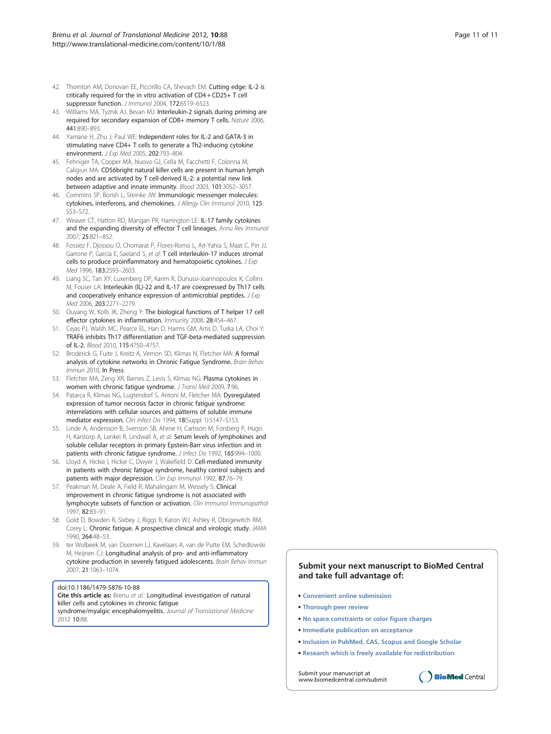42. Thornton AM, Donovan EE, Piccirillo CA, Shevach EM: **Cutting edge: IL-2 is critically required for the in vitro activation of CD4 + CD25+ T cell suppressor function.** *J Immunol* 2004, **172**:6519–6523.
43. Williams MA, Tyznik AJ, Bevan MJ: **Interleukin-2 signals during priming are required for secondary expansion of CD8+ memory T cells.** *Nature* 2006, **441**:890–893.
44. Yamane H, Zhu J, Paul WE: **Independent roles for IL-2 and GATA-3 in stimulating naive CD4+ T cells to generate a Th2-inducing cytokine environment.** *J Exp Med* 2005, **202**:793–804.
45. Fehniger TA, Cooper MA, Nuovo GJ, Cella M, Facchetti F, Colonna M, Caligiuri MA: **CD56bright natural killer cells are present in human lymph nodes and are activated by T cell-derived IL-2: a potential new link between adaptive and innate immunity.** *Blood* 2003, **101**:3052–3057.
46. Commins SP, Borish L, Steinke JW: **Immunologic messenger molecules: cytokines, interferons, and chemokines.** *J Allergy Clin Immunol* 2010, **125**: S53–S72.
47. Weaver CT, Hatton RD, Mangan PR, Harrington LE: **IL-17 family cytokines and the expanding diversity of effector T cell lineages.** *Annu Rev Immunol* 2007, **25**:821–852.
48. Fossiez F, Djossou O, Chomarat P, Flores-Romo L, Ait-Yahia S, Maat C, Pin JJ, Garrone P, Garcia E, Saeland S, *et al*: **T cell interleukin-17 induces stromal cells to produce proinflammatory and hematopoietic cytokines.** *J Exp Med* 1996, **183**:2593–2603.
49. Liang SC, Tan XY, Luxenberg DP, Karim R, Dunussi-Joannopoulos K, Collins M, Fouser LA: **Interleukin (IL)-22 and IL-17 are coexpressed by Th17 cells and cooperatively enhance expression of antimicrobial peptides.** *J Exp Med* 2006, **203**:2271–2279.
50. Ouyang W, Kolls JK, Zheng Y: **The biological functions of T helper 17 cell effector cytokines in inflammation.** *Immunity* 2008, **28**:454–467.
51. Cejas PJ, Walsh MC, Pearce EL, Han D, Harms GM, Artis D, Turka LA, Choi Y: **TRAF6 inhibits Th17 differentiation and TGF-beta-mediated suppression of IL-2.** *Blood* 2010, **115**:4750–4757.
52. Broderick G, Fuite J, Kreitz A, Vernon SD, Klimas N, Fletcher MA: **A formal analysis of cytokine networks in Chronic Fatigue Syndrome.** *Brain Behav Immun* 2010, **In Press**.
53. Fletcher MA, Zeng XR, Barnes Z, Levis S, Klimas NG: **Plasma cytokines in women with chronic fatigue syndrome.** *J Transl Med* 2009, **7**:96.
54. Patarca R, Klimas NG, Lugtendorf S, Antoni M, Fletcher MA: **Dysregulated expression of tumor necrosis factor in chronic fatigue syndrome: interrelations with cellular sources and patterns of soluble immune mediator expression.** *Clin Infect Dis* 1994, **18**(Suppl 1):S147–S153.
55. Linde A, Andersson B, Svenson SB, Ahrne H, Carlsson M, Forsberg P, Hugo H, Karstorp A, Lenkei R, Lindwall A, *et al*: **Serum levels of lymphokines and soluble cellular receptors in primary Epstein-Barr virus infection and in patients with chronic fatigue syndrome.** *J Infect Dis* 1992, **165**:994–1000.
56. Lloyd A, Hickie I, Hickie C, Dwyer J, Wakefield D: **Cell-mediated immunity in patients with chronic fatigue syndrome, healthy control subjects and patients with major depression.** *Clin Exp Immunol* 1992, **87**:76–79.
57. Peakman M, Deale A, Field R, Mahalingam M, Wessely S: **Clinical improvement in chronic fatigue syndrome is not associated with lymphocyte subsets of function or activation.** *Clin Immunol Immunopathol* 1997, **82**:83–91.
58. Gold D, Bowden R, Sixbey J, Riggs R, Katon WJ, Ashley R, Obrigewitch RM, Corey L: **Chronic fatigue. A prospective clinical and virologic study.** *JAMA* 1990, **264**:48–53.
59. ter Wolbeek M, van Doornen LJ, Kavelaars A, van de Putte EM, Schedlowski M, Heijnen CJ: **Longitudinal analysis of pro- and anti-inflammatory cytokine production in severely fatigued adolescents.** *Brain Behav Immun* 2007, **21**:1063–1074.

doi:10.1186/1479-5876-10-88
**Cite this article as:** Brenu *et al.*: Longitudinal investigation of natural killer cells and cytokines in chronic fatigue syndrome/myalgic encephalomyelitis. *Journal of Translational Medicine* 2012 **10**:88.

**Submit your next manuscript to BioMed Central and take full advantage of:**

- Convenient online submission
- Thorough peer review
- No space constraints or color figure charges
- Immediate publication on acceptance
- Inclusion in PubMed, CAS, Scopus and Google Scholar
- Research which is freely available for redistribution

Submit your manuscript at
www.biomedcentral.com/submit

BioMed Central